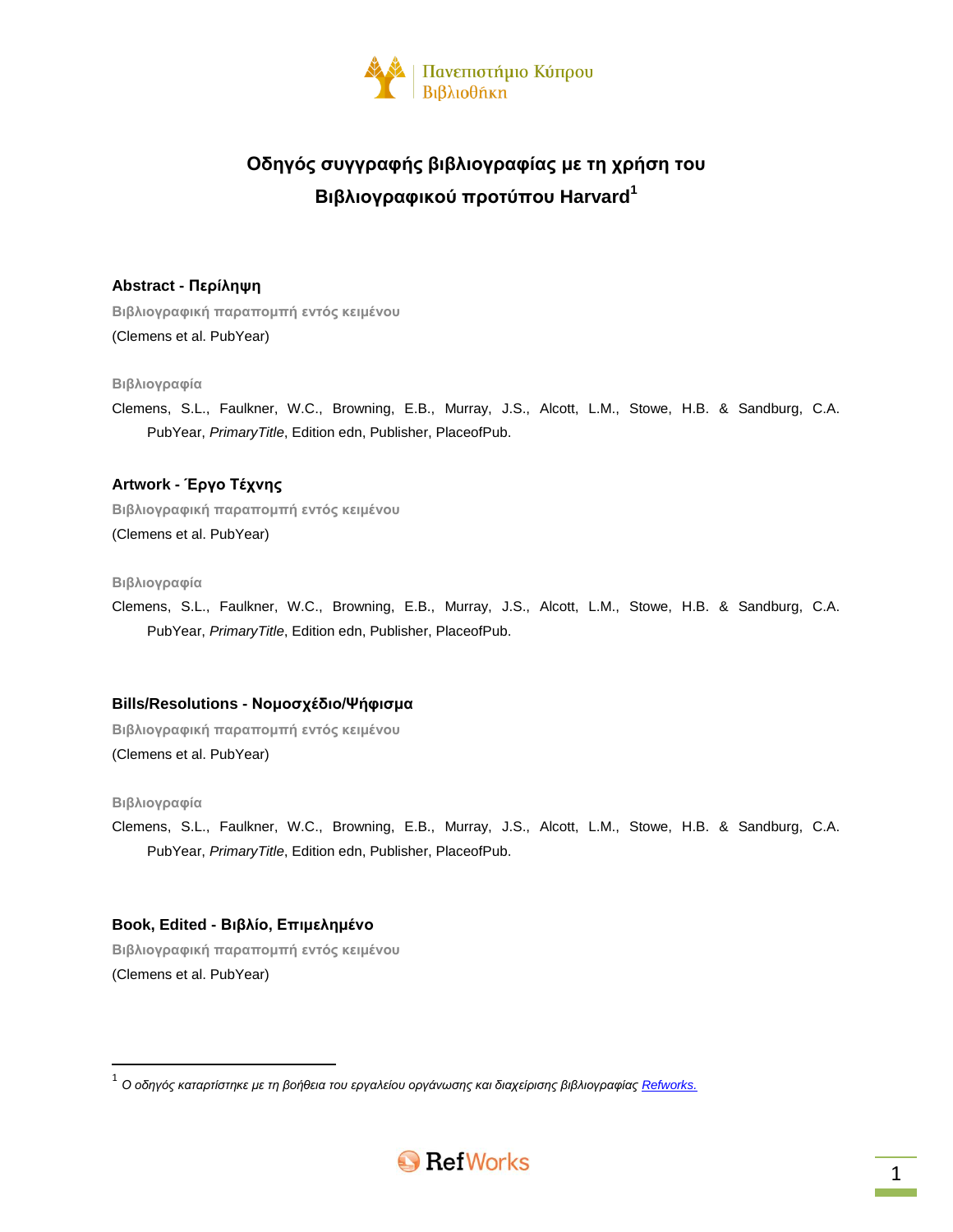Πανεπιστήμιο Κύπρου
Βιβλιοθήκη

# Οδηγός συγγραφής βιβλιογραφίας με τη χρήση του Βιβλιογραφικού προτύπου Harvard[1]

### Abstract - Περίληψη

**Βιβλιογραφική παραπομπή εντός κειμένου**

(Clemens et al. PubYear)

**Βιβλιογραφία**

Clemens, S.L., Faulkner, W.C., Browning, E.B., Murray, J.S., Alcott, L.M., Stowe, H.B. & Sandburg, C.A. PubYear, *PrimaryTitle*, Edition edn, Publisher, PlaceofPub.

### Artwork - Έργο Τέχνης

**Βιβλιογραφική παραπομπή εντός κειμένου**

(Clemens et al. PubYear)

**Βιβλιογραφία**

Clemens, S.L., Faulkner, W.C., Browning, E.B., Murray, J.S., Alcott, L.M., Stowe, H.B. & Sandburg, C.A. PubYear, *PrimaryTitle*, Edition edn, Publisher, PlaceofPub.

### Bills/Resolutions - Νομοσχέδιο/Ψήφισμα

**Βιβλιογραφική παραπομπή εντός κειμένου**

(Clemens et al. PubYear)

**Βιβλιογραφία**

Clemens, S.L., Faulkner, W.C., Browning, E.B., Murray, J.S., Alcott, L.M., Stowe, H.B. & Sandburg, C.A. PubYear, *PrimaryTitle*, Edition edn, Publisher, PlaceofPub.

### Book, Edited - Βιβλίο, Επιμελημένο

**Βιβλιογραφική παραπομπή εντός κειμένου**

(Clemens et al. PubYear)

---

[1] *Ο οδηγός καταρτίστηκε με τη βοήθεια του εργαλείου οργάνωσης και διαχείρισης βιβλιογραφίας [Refworks.](#)*

RefWorks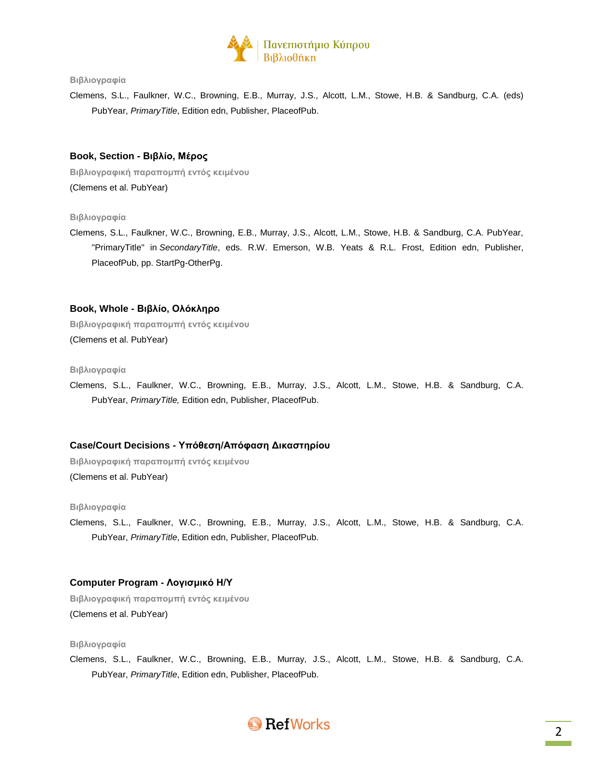**Βιβλιογραφία**

Clemens, S.L., Faulkner, W.C., Browning, E.B., Murray, J.S., Alcott, L.M., Stowe, H.B. & Sandburg, C.A. (eds) PubYear, *PrimaryTitle*, Edition edn, Publisher, PlaceofPub.

## Book, Section - Βιβλίο, Μέρος

**Βιβλιογραφική παραπομπή εντός κειμένου**

(Clemens et al. PubYear)

**Βιβλιογραφία**

Clemens, S.L., Faulkner, W.C., Browning, E.B., Murray, J.S., Alcott, L.M., Stowe, H.B. & Sandburg, C.A. PubYear, "PrimaryTitle" in *SecondaryTitle*, eds. R.W. Emerson, W.B. Yeats & R.L. Frost, Edition edn, Publisher, PlaceofPub, pp. StartPg-OtherPg.

## Book, Whole - Βιβλίο, Ολόκληρο

**Βιβλιογραφική παραπομπή εντός κειμένου**

(Clemens et al. PubYear)

**Βιβλιογραφία**

Clemens, S.L., Faulkner, W.C., Browning, E.B., Murray, J.S., Alcott, L.M., Stowe, H.B. & Sandburg, C.A. PubYear, *PrimaryTitle,* Edition edn, Publisher, PlaceofPub.

## Case/Court Decisions - Υπόθεση/Απόφαση Δικαστηρίου

**Βιβλιογραφική παραπομπή εντός κειμένου**

(Clemens et al. PubYear)

**Βιβλιογραφία**

Clemens, S.L., Faulkner, W.C., Browning, E.B., Murray, J.S., Alcott, L.M., Stowe, H.B. & Sandburg, C.A. PubYear, *PrimaryTitle*, Edition edn, Publisher, PlaceofPub.

## Computer Program - Λογισμικό Η/Υ

**Βιβλιογραφική παραπομπή εντός κειμένου**

(Clemens et al. PubYear)

**Βιβλιογραφία**

Clemens, S.L., Faulkner, W.C., Browning, E.B., Murray, J.S., Alcott, L.M., Stowe, H.B. & Sandburg, C.A. PubYear, *PrimaryTitle*, Edition edn, Publisher, PlaceofPub.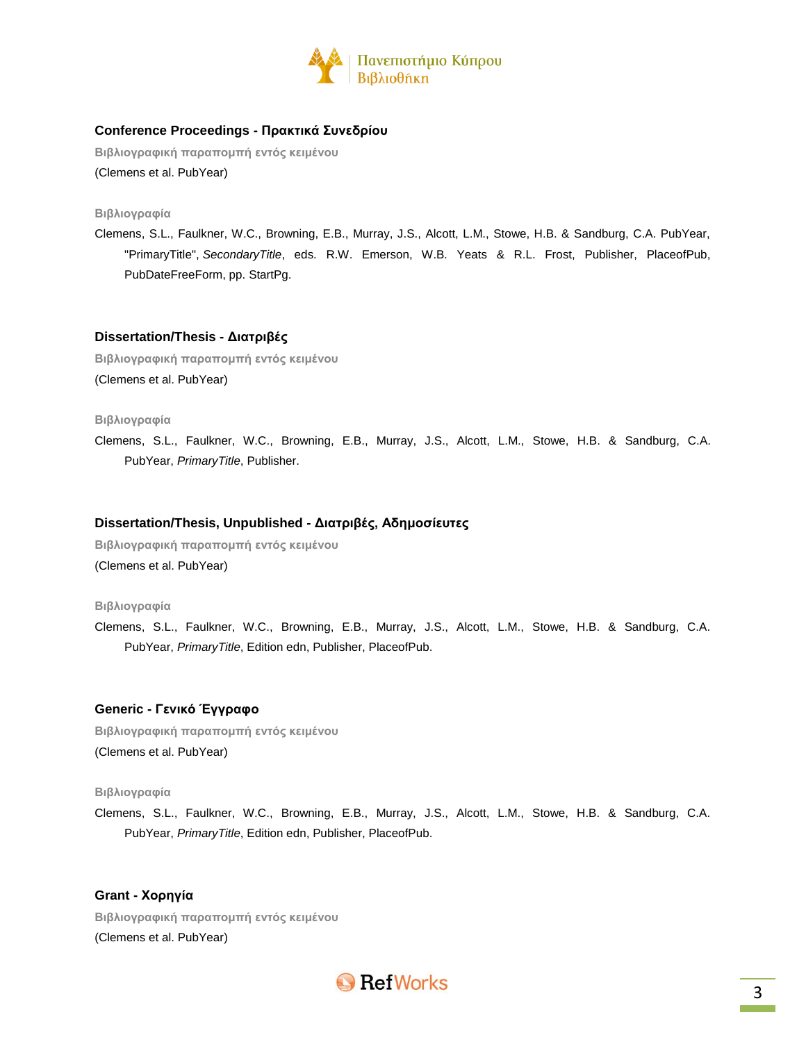## Conference Proceedings - Πρακτικά Συνεδρίου

**Βιβλιογραφική παραπομπή εντός κειμένου**

(Clemens et al. PubYear)

**Βιβλιογραφία**

Clemens, S.L., Faulkner, W.C., Browning, E.B., Murray, J.S., Alcott, L.M., Stowe, H.B. & Sandburg, C.A. PubYear, "PrimaryTitle", *SecondaryTitle*, eds. R.W. Emerson, W.B. Yeats & R.L. Frost, Publisher, PlaceofPub, PubDateFreeForm, pp. StartPg.

## Dissertation/Thesis - Διατριβές

**Βιβλιογραφική παραπομπή εντός κειμένου**

(Clemens et al. PubYear)

**Βιβλιογραφία**

Clemens, S.L., Faulkner, W.C., Browning, E.B., Murray, J.S., Alcott, L.M., Stowe, H.B. & Sandburg, C.A. PubYear, *PrimaryTitle*, Publisher.

## Dissertation/Thesis, Unpublished - Διατριβές, Αδημοσίευτες

**Βιβλιογραφική παραπομπή εντός κειμένου**

(Clemens et al. PubYear)

**Βιβλιογραφία**

Clemens, S.L., Faulkner, W.C., Browning, E.B., Murray, J.S., Alcott, L.M., Stowe, H.B. & Sandburg, C.A. PubYear, *PrimaryTitle*, Edition edn, Publisher, PlaceofPub.

## Generic - Γενικό Έγγραφο

**Βιβλιογραφική παραπομπή εντός κειμένου**

(Clemens et al. PubYear)

**Βιβλιογραφία**

Clemens, S.L., Faulkner, W.C., Browning, E.B., Murray, J.S., Alcott, L.M., Stowe, H.B. & Sandburg, C.A. PubYear, *PrimaryTitle*, Edition edn, Publisher, PlaceofPub.

## Grant - Χορηγία

**Βιβλιογραφική παραπομπή εντός κειμένου**

(Clemens et al. PubYear)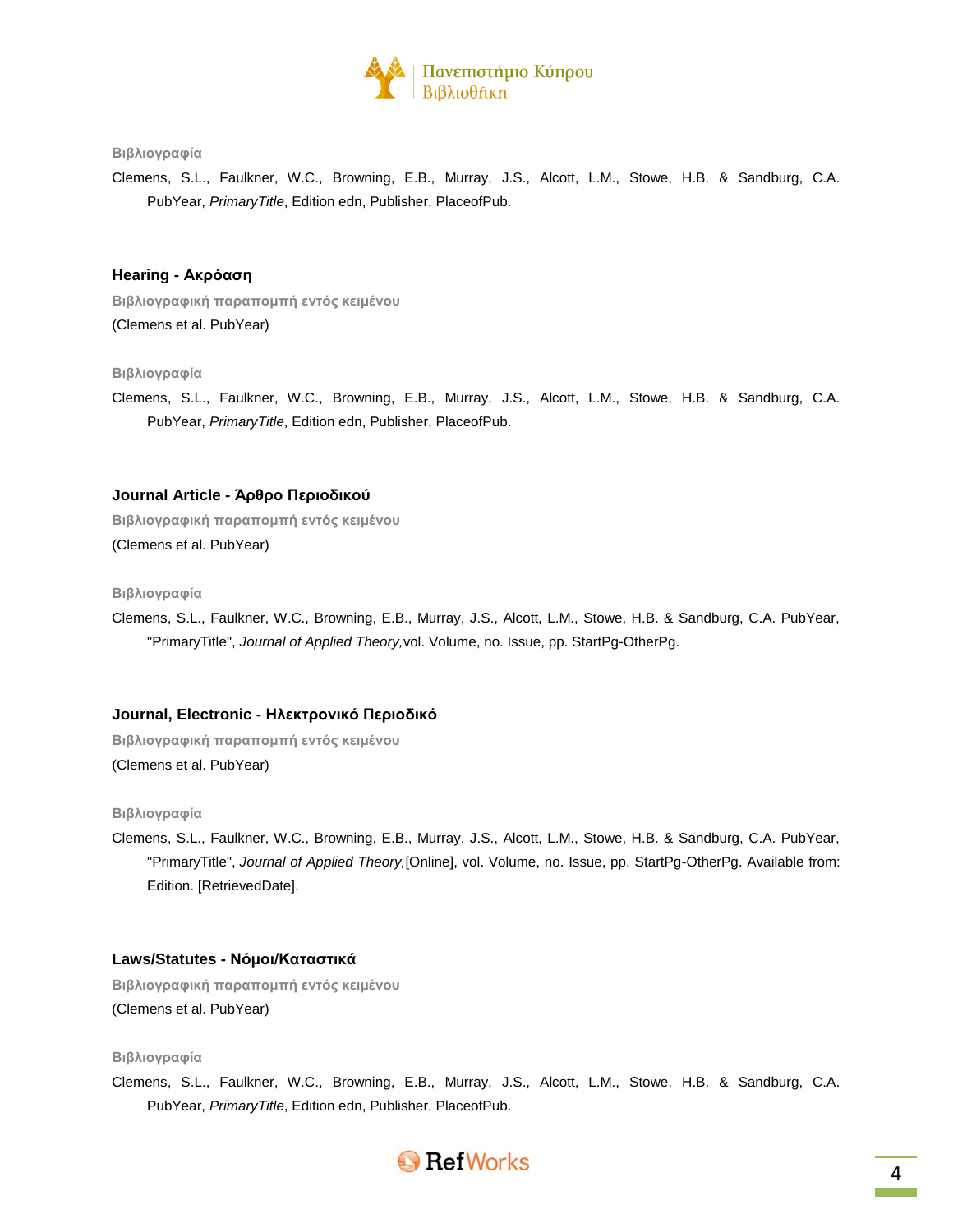**Βιβλιογραφία**

Clemens, S.L., Faulkner, W.C., Browning, E.B., Murray, J.S., Alcott, L.M., Stowe, H.B. & Sandburg, C.A. PubYear, *PrimaryTitle*, Edition edn, Publisher, PlaceofPub.

### Hearing - Ακρόαση

**Βιβλιογραφική παραπομπή εντός κειμένου**

(Clemens et al. PubYear)

**Βιβλιογραφία**

Clemens, S.L., Faulkner, W.C., Browning, E.B., Murray, J.S., Alcott, L.M., Stowe, H.B. & Sandburg, C.A. PubYear, *PrimaryTitle*, Edition edn, Publisher, PlaceofPub.

### Journal Article - Άρθρο Περιοδικού

**Βιβλιογραφική παραπομπή εντός κειμένου**

(Clemens et al. PubYear)

**Βιβλιογραφία**

Clemens, S.L., Faulkner, W.C., Browning, E.B., Murray, J.S., Alcott, L.M., Stowe, H.B. & Sandburg, C.A. PubYear, "PrimaryTitle", *Journal of Applied Theory,* vol. Volume, no. Issue, pp. StartPg-OtherPg.

### Journal, Electronic - Ηλεκτρονικό Περιοδικό

**Βιβλιογραφική παραπομπή εντός κειμένου**

(Clemens et al. PubYear)

**Βιβλιογραφία**

Clemens, S.L., Faulkner, W.C., Browning, E.B., Murray, J.S., Alcott, L.M., Stowe, H.B. & Sandburg, C.A. PubYear, "PrimaryTitle", *Journal of Applied Theory,* [Online], vol. Volume, no. Issue, pp. StartPg-OtherPg. Available from: Edition. [RetrievedDate].

### Laws/Statutes - Νόμοι/Καταστικά

**Βιβλιογραφική παραπομπή εντός κειμένου**

(Clemens et al. PubYear)

**Βιβλιογραφία**

Clemens, S.L., Faulkner, W.C., Browning, E.B., Murray, J.S., Alcott, L.M., Stowe, H.B. & Sandburg, C.A. PubYear, *PrimaryTitle*, Edition edn, Publisher, PlaceofPub.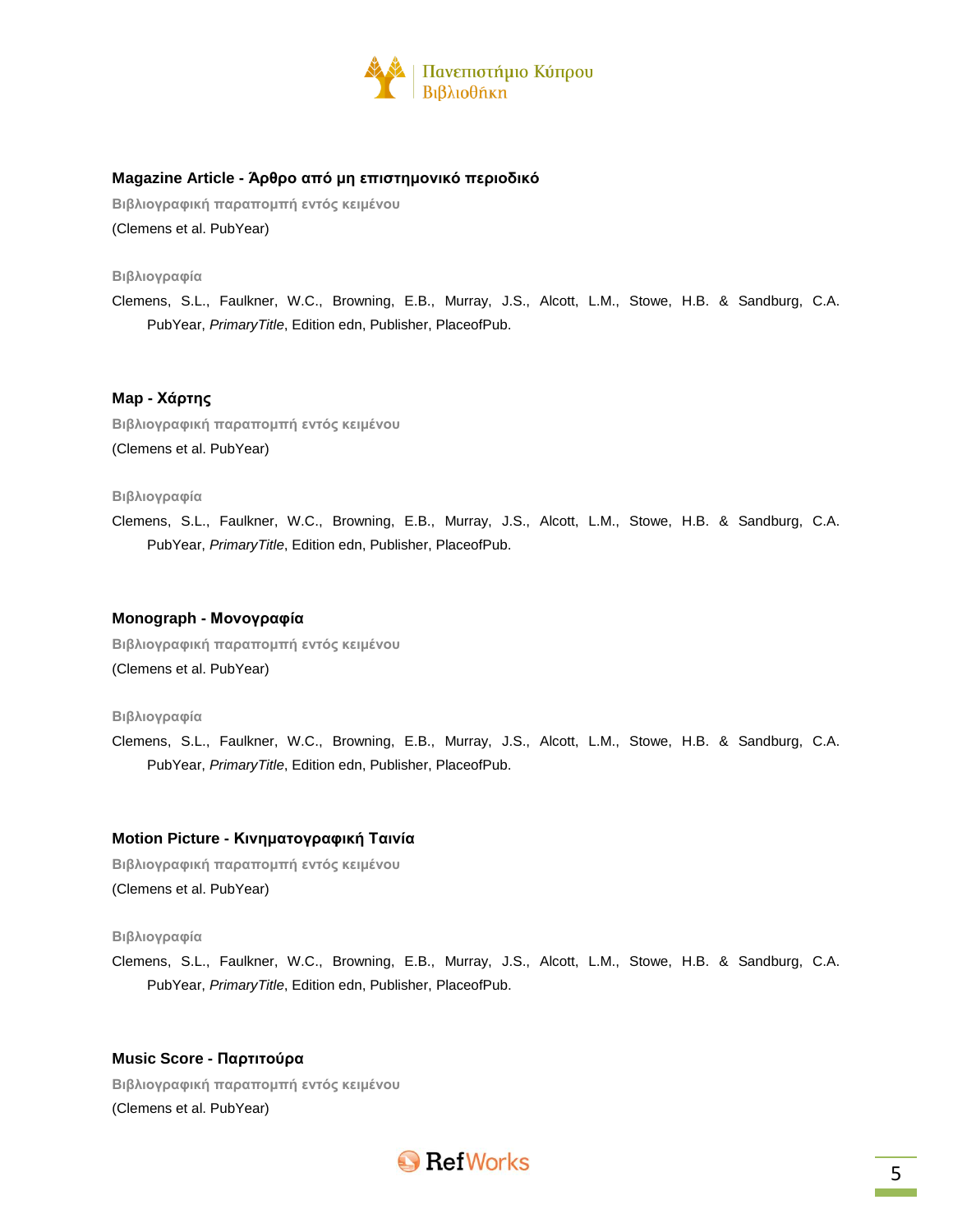### Magazine Article - Άρθρο από μη επιστημονικό περιοδικό

**Βιβλιογραφική παραπομπή εντός κειμένου**

(Clemens et al. PubYear)

**Βιβλιογραφία**

Clemens, S.L., Faulkner, W.C., Browning, E.B., Murray, J.S., Alcott, L.M., Stowe, H.B. & Sandburg, C.A. PubYear, *PrimaryTitle*, Edition edn, Publisher, PlaceofPub.

### Map - Χάρτης

**Βιβλιογραφική παραπομπή εντός κειμένου**

(Clemens et al. PubYear)

**Βιβλιογραφία**

Clemens, S.L., Faulkner, W.C., Browning, E.B., Murray, J.S., Alcott, L.M., Stowe, H.B. & Sandburg, C.A. PubYear, *PrimaryTitle*, Edition edn, Publisher, PlaceofPub.

### Monograph - Μονογραφία

**Βιβλιογραφική παραπομπή εντός κειμένου**

(Clemens et al. PubYear)

**Βιβλιογραφία**

Clemens, S.L., Faulkner, W.C., Browning, E.B., Murray, J.S., Alcott, L.M., Stowe, H.B. & Sandburg, C.A. PubYear, *PrimaryTitle*, Edition edn, Publisher, PlaceofPub.

### Motion Picture - Κινηματογραφική Ταινία

**Βιβλιογραφική παραπομπή εντός κειμένου**

(Clemens et al. PubYear)

**Βιβλιογραφία**

Clemens, S.L., Faulkner, W.C., Browning, E.B., Murray, J.S., Alcott, L.M., Stowe, H.B. & Sandburg, C.A. PubYear, *PrimaryTitle*, Edition edn, Publisher, PlaceofPub.

### Music Score - Παρτιτούρα

**Βιβλιογραφική παραπομπή εντός κειμένου**

(Clemens et al. PubYear)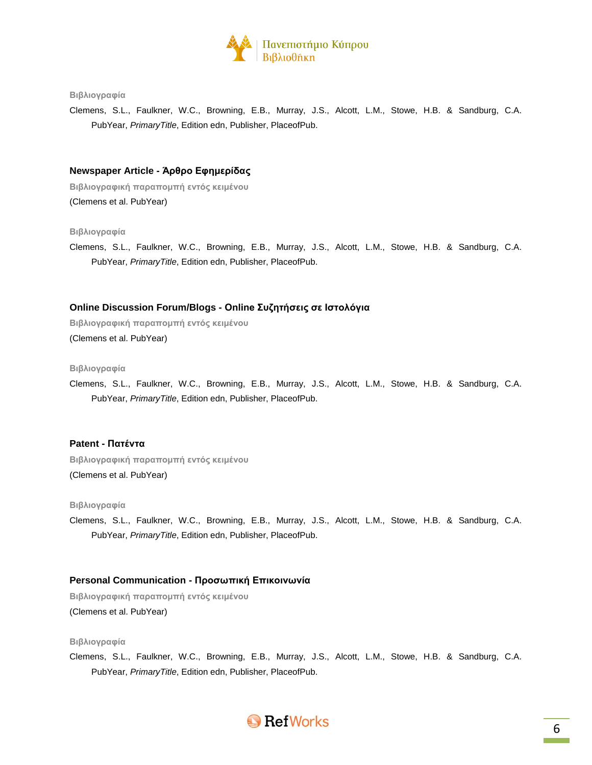**Βιβλιογραφία**

Clemens, S.L., Faulkner, W.C., Browning, E.B., Murray, J.S., Alcott, L.M., Stowe, H.B. & Sandburg, C.A. PubYear, *PrimaryTitle*, Edition edn, Publisher, PlaceofPub.

### Newspaper Article - Άρθρο Εφημερίδας

**Βιβλιογραφική παραπομπή εντός κειμένου**

(Clemens et al. PubYear)

**Βιβλιογραφία**

Clemens, S.L., Faulkner, W.C., Browning, E.B., Murray, J.S., Alcott, L.M., Stowe, H.B. & Sandburg, C.A. PubYear, *PrimaryTitle*, Edition edn, Publisher, PlaceofPub.

### Online Discussion Forum/Blogs - Online Συζητήσεις σε Ιστολόγια

**Βιβλιογραφική παραπομπή εντός κειμένου**

(Clemens et al. PubYear)

**Βιβλιογραφία**

Clemens, S.L., Faulkner, W.C., Browning, E.B., Murray, J.S., Alcott, L.M., Stowe, H.B. & Sandburg, C.A. PubYear, *PrimaryTitle*, Edition edn, Publisher, PlaceofPub.

### Patent - Πατέντα

**Βιβλιογραφική παραπομπή εντός κειμένου**

(Clemens et al. PubYear)

**Βιβλιογραφία**

Clemens, S.L., Faulkner, W.C., Browning, E.B., Murray, J.S., Alcott, L.M., Stowe, H.B. & Sandburg, C.A. PubYear, *PrimaryTitle*, Edition edn, Publisher, PlaceofPub.

### Personal Communication - Προσωπική Επικοινωνία

**Βιβλιογραφική παραπομπή εντός κειμένου**

(Clemens et al. PubYear)

**Βιβλιογραφία**

Clemens, S.L., Faulkner, W.C., Browning, E.B., Murray, J.S., Alcott, L.M., Stowe, H.B. & Sandburg, C.A. PubYear, *PrimaryTitle*, Edition edn, Publisher, PlaceofPub.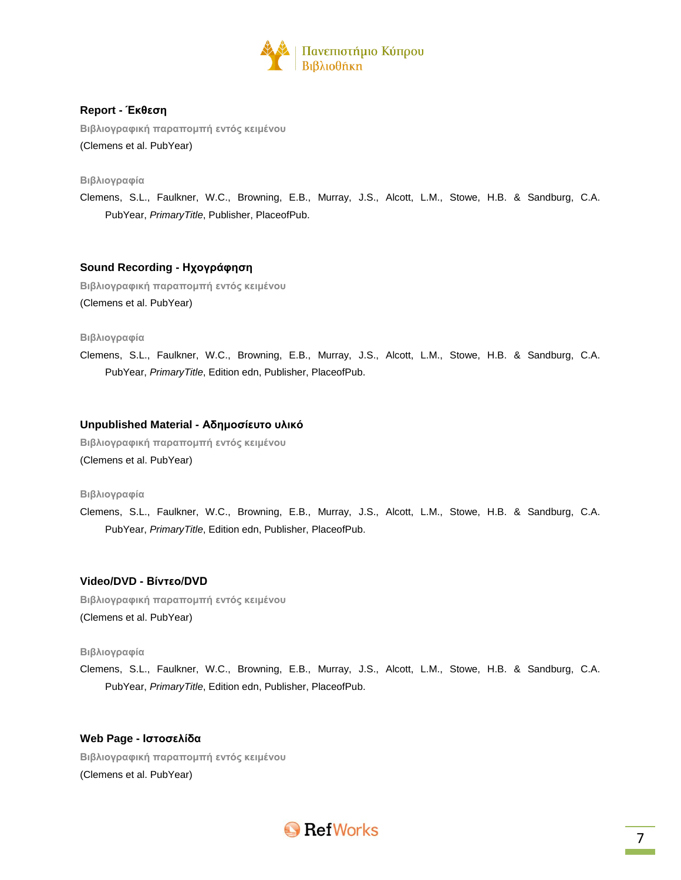### Report - Έκθεση

**Βιβλιογραφική παραπομπή εντός κειμένου**

(Clemens et al. PubYear)

**Βιβλιογραφία**

Clemens, S.L., Faulkner, W.C., Browning, E.B., Murray, J.S., Alcott, L.M., Stowe, H.B. & Sandburg, C.A. PubYear, *PrimaryTitle*, Publisher, PlaceofPub.

### Sound Recording - Ηχογράφηση

**Βιβλιογραφική παραπομπή εντός κειμένου**

(Clemens et al. PubYear)

**Βιβλιογραφία**

Clemens, S.L., Faulkner, W.C., Browning, E.B., Murray, J.S., Alcott, L.M., Stowe, H.B. & Sandburg, C.A. PubYear, *PrimaryTitle*, Edition edn, Publisher, PlaceofPub.

### Unpublished Material - Αδημοσίευτο υλικό

**Βιβλιογραφική παραπομπή εντός κειμένου**

(Clemens et al. PubYear)

**Βιβλιογραφία**

Clemens, S.L., Faulkner, W.C., Browning, E.B., Murray, J.S., Alcott, L.M., Stowe, H.B. & Sandburg, C.A. PubYear, *PrimaryTitle*, Edition edn, Publisher, PlaceofPub.

### Video/DVD - Βίντεο/DVD

**Βιβλιογραφική παραπομπή εντός κειμένου**

(Clemens et al. PubYear)

**Βιβλιογραφία**

Clemens, S.L., Faulkner, W.C., Browning, E.B., Murray, J.S., Alcott, L.M., Stowe, H.B. & Sandburg, C.A. PubYear, *PrimaryTitle*, Edition edn, Publisher, PlaceofPub.

### Web Page - Ιστοσελίδα

**Βιβλιογραφική παραπομπή εντός κειμένου**

(Clemens et al. PubYear)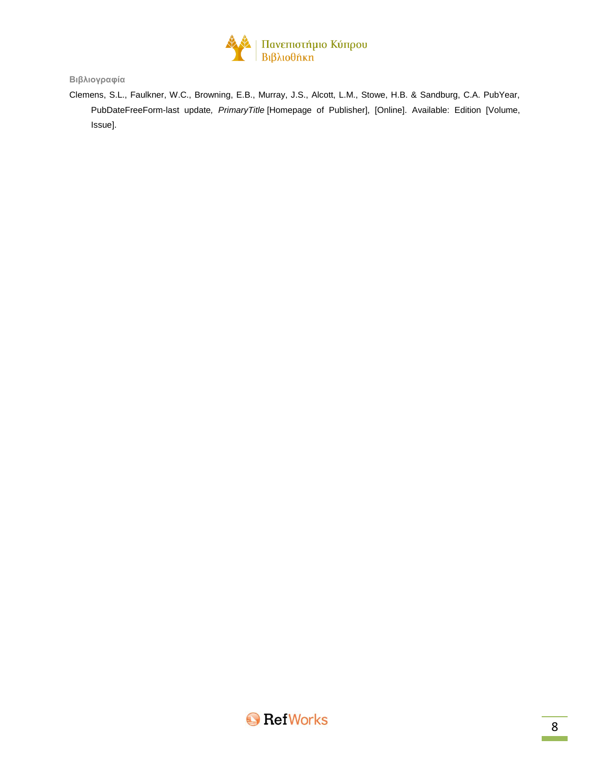**Βιβλιογραφία**

Clemens, S.L., Faulkner, W.C., Browning, E.B., Murray, J.S., Alcott, L.M., Stowe, H.B. & Sandburg, C.A. PubYear, PubDateFreeForm-last update*, PrimaryTitle* [Homepage of Publisher], [Online]. Available: Edition [Volume, Issue].